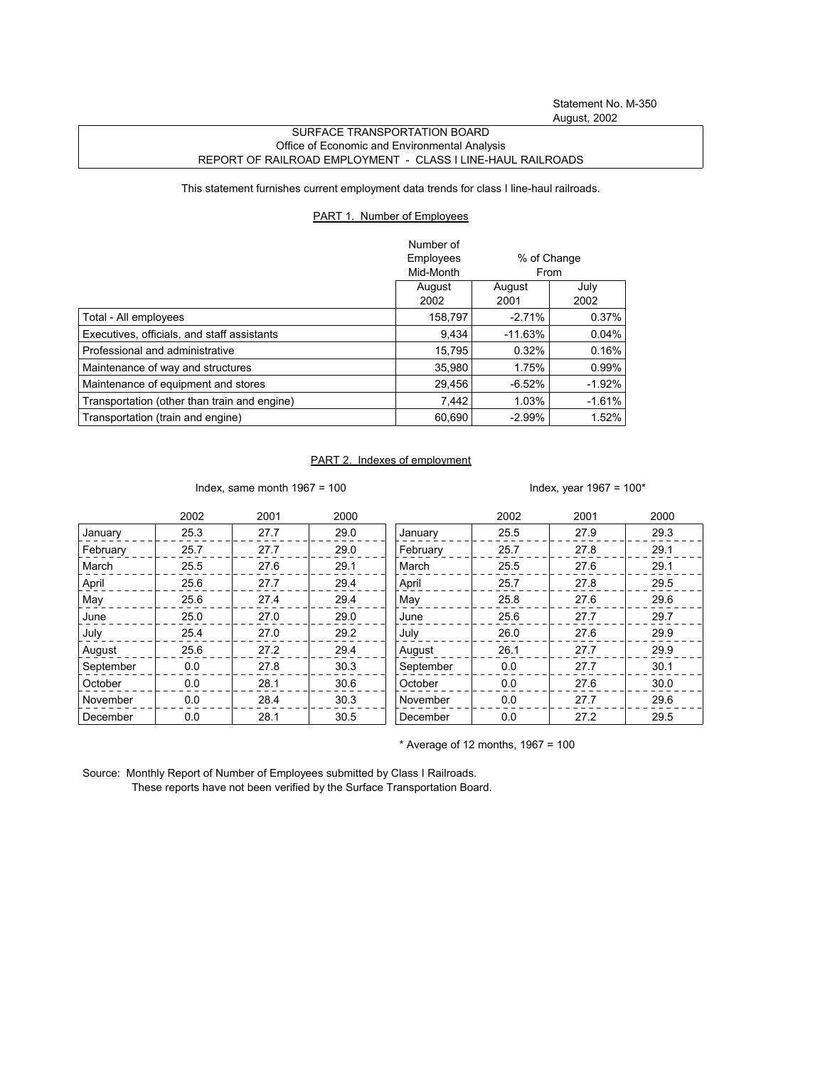Statement No. M-350
August, 2002

SURFACE TRANSPORTATION BOARD
Office of Economic and Environmental Analysis
REPORT OF RAILROAD EMPLOYMENT - CLASS I LINE-HAUL RAILROADS

This statement furnishes current employment data trends for class I line-haul railroads.

## PART 1. Number of Employees

| | Number of Employees Mid-Month | % of Change From | |
|---|---|---|---|
| | August 2002 | August 2001 | July 2002 |
| Total - All employees | 158,797 | -2.71% | 0.37% |
| Executives, officials, and staff assistants | 9,434 | -11.63% | 0.04% |
| Professional and administrative | 15,795 | 0.32% | 0.16% |
| Maintenance of way and structures | 35,980 | 1.75% | 0.99% |
| Maintenance of equipment and stores | 29,456 | -6.52% | -1.92% |
| Transportation (other than train and engine) | 7,442 | 1.03% | -1.61% |
| Transportation (train and engine) | 60,690 | -2.99% | 1.52% |

## PART 2. Indexes of employment

Index, same month 1967 = 100

| | 2002 | 2001 | 2000 |
|---|---|---|---|
| January | 25.3 | 27.7 | 29.0 |
| February | 25.7 | 27.7 | 29.0 |
| March | 25.5 | 27.6 | 29.1 |
| April | 25.6 | 27.7 | 29.4 |
| May | 25.6 | 27.4 | 29.4 |
| June | 25.0 | 27.0 | 29.0 |
| July | 25.4 | 27.0 | 29.2 |
| August | 25.6 | 27.2 | 29.4 |
| September | 0.0 | 27.8 | 30.3 |
| October | 0.0 | 28.1 | 30.6 |
| November | 0.0 | 28.4 | 30.3 |
| December | 0.0 | 28.1 | 30.5 |

Index, year 1967 = 100*

| | 2002 | 2001 | 2000 |
|---|---|---|---|
| January | 25.5 | 27.9 | 29.3 |
| February | 25.7 | 27.8 | 29.1 |
| March | 25.5 | 27.6 | 29.1 |
| April | 25.7 | 27.8 | 29.5 |
| May | 25.8 | 27.6 | 29.6 |
| June | 25.6 | 27.7 | 29.7 |
| July | 26.0 | 27.6 | 29.9 |
| August | 26.1 | 27.7 | 29.9 |
| September | 0.0 | 27.7 | 30.1 |
| October | 0.0 | 27.6 | 30.0 |
| November | 0.0 | 27.7 | 29.6 |
| December | 0.0 | 27.2 | 29.5 |

\* Average of 12 months, 1967 = 100

Source: Monthly Report of Number of Employees submitted by Class I Railroads.
These reports have not been verified by the Surface Transportation Board.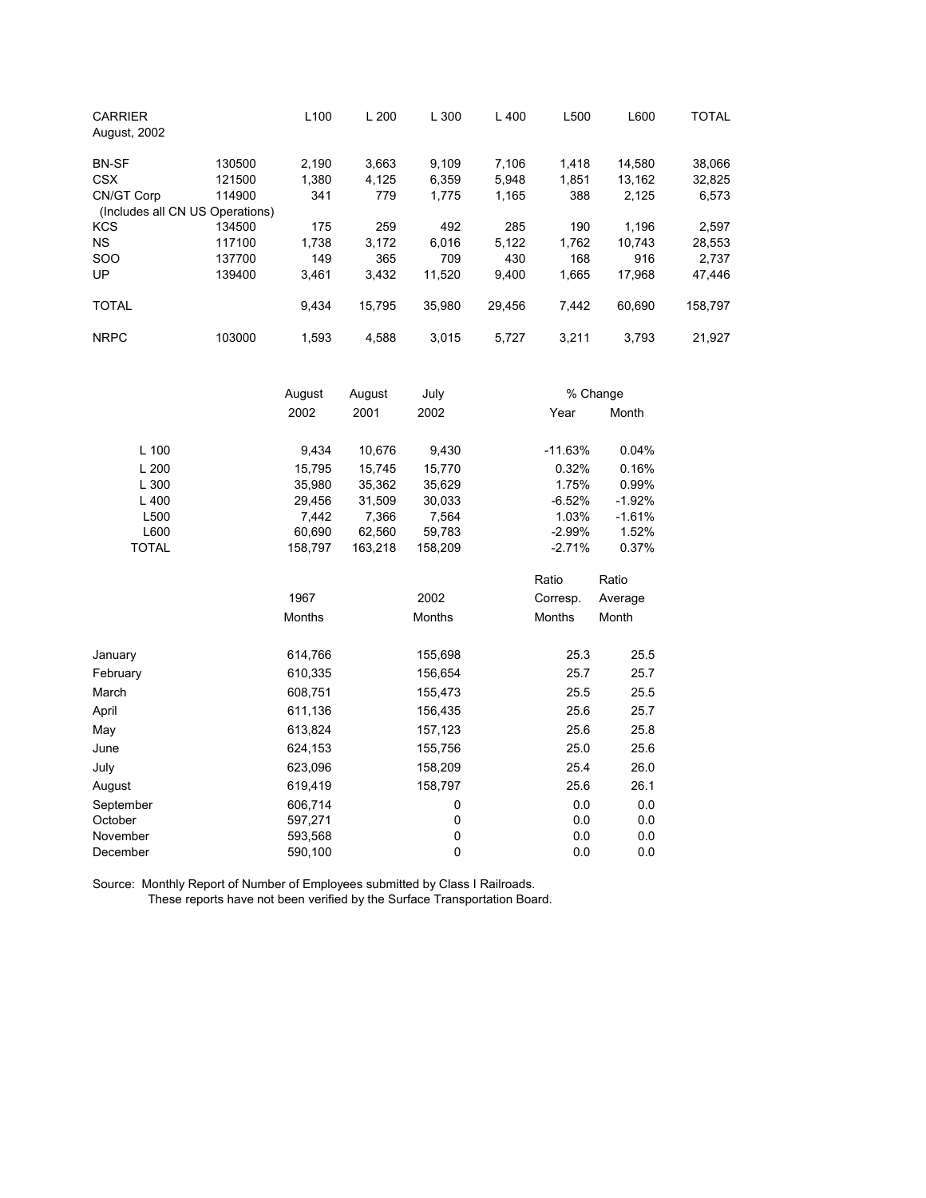| CARRIER August, 2002 | | L100 | L 200 | L 300 | L 400 | L500 | L600 | TOTAL |
|---|---|---|---|---|---|---|---|---|
| BN-SF | 130500 | 2,190 | 3,663 | 9,109 | 7,106 | 1,418 | 14,580 | 38,066 |
| CSX | 121500 | 1,380 | 4,125 | 6,359 | 5,948 | 1,851 | 13,162 | 32,825 |
| CN/GT Corp (Includes all CN US Operations) | 114900 | 341 | 779 | 1,775 | 1,165 | 388 | 2,125 | 6,573 |
| KCS | 134500 | 175 | 259 | 492 | 285 | 190 | 1,196 | 2,597 |
| NS | 117100 | 1,738 | 3,172 | 6,016 | 5,122 | 1,762 | 10,743 | 28,553 |
| SOO | 137700 | 149 | 365 | 709 | 430 | 168 | 916 | 2,737 |
| UP | 139400 | 3,461 | 3,432 | 11,520 | 9,400 | 1,665 | 17,968 | 47,446 |
| TOTAL | | 9,434 | 15,795 | 35,980 | 29,456 | 7,442 | 60,690 | 158,797 |
| NRPC | 103000 | 1,593 | 4,588 | 3,015 | 5,727 | 3,211 | 3,793 | 21,927 |

| | August 2002 | August 2001 | July 2002 | % Change Year | % Change Month |
|---|---|---|---|---|---|
| L 100 | 9,434 | 10,676 | 9,430 | -11.63% | 0.04% |
| L 200 | 15,795 | 15,745 | 15,770 | 0.32% | 0.16% |
| L 300 | 35,980 | 35,362 | 35,629 | 1.75% | 0.99% |
| L 400 | 29,456 | 31,509 | 30,033 | -6.52% | -1.92% |
| L500 | 7,442 | 7,366 | 7,564 | 1.03% | -1.61% |
| L600 | 60,690 | 62,560 | 59,783 | -2.99% | 1.52% |
| TOTAL | 158,797 | 163,218 | 158,209 | -2.71% | 0.37% |

| | 1967 Months | 2002 Months | Ratio Corresp. Months | Ratio Average Month |
|---|---|---|---|---|
| January | 614,766 | 155,698 | 25.3 | 25.5 |
| February | 610,335 | 156,654 | 25.7 | 25.7 |
| March | 608,751 | 155,473 | 25.5 | 25.5 |
| April | 611,136 | 156,435 | 25.6 | 25.7 |
| May | 613,824 | 157,123 | 25.6 | 25.8 |
| June | 624,153 | 155,756 | 25.0 | 25.6 |
| July | 623,096 | 158,209 | 25.4 | 26.0 |
| August | 619,419 | 158,797 | 25.6 | 26.1 |
| September | 606,714 | 0 | 0.0 | 0.0 |
| October | 597,271 | 0 | 0.0 | 0.0 |
| November | 593,568 | 0 | 0.0 | 0.0 |
| December | 590,100 | 0 | 0.0 | 0.0 |

Source: Monthly Report of Number of Employees submitted by Class I Railroads.
These reports have not been verified by the Surface Transportation Board.